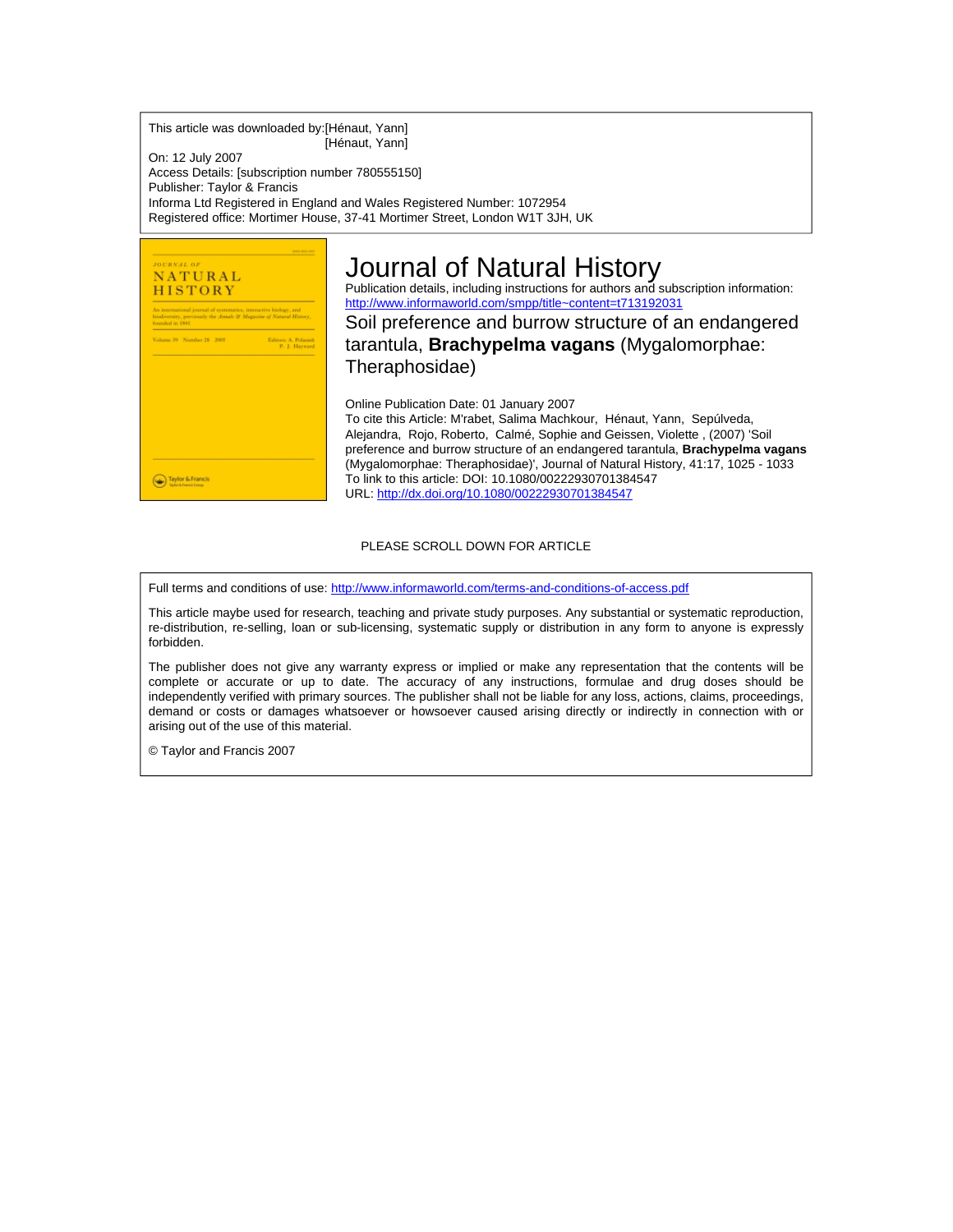This article was downloaded by:[Hénaut, Yann]
[Hénaut, Yann]

On: 12 July 2007

Access Details: [subscription number 780555150]

Publisher: Taylor & Francis

Informa Ltd Registered in England and Wales Registered Number: 1072954

Registered office: Mortimer House, 37-41 Mortimer Street, London W1T 3JH, UK

# Journal of Natural History

Publication details, including instructions for authors and subscription information:
http://www.informaworld.com/smpp/title~content=t713192031

## Soil preference and burrow structure of an endangered tarantula, **Brachypelma vagans** (Mygalomorphae: Theraphosidae)

Online Publication Date: 01 January 2007

To cite this Article: M'rabet, Salima Machkour, Hénaut, Yann, Sepúlveda, Alejandra, Rojo, Roberto, Calmé, Sophie and Geissen, Violette , (2007) 'Soil preference and burrow structure of an endangered tarantula, **Brachypelma vagans** (Mygalomorphae: Theraphosidae)', Journal of Natural History, 41:17, 1025 - 1033

To link to this article: DOI: 10.1080/00222930701384547

URL: http://dx.doi.org/10.1080/00222930701384547

PLEASE SCROLL DOWN FOR ARTICLE

Full terms and conditions of use: http://www.informaworld.com/terms-and-conditions-of-access.pdf

This article maybe used for research, teaching and private study purposes. Any substantial or systematic reproduction, re-distribution, re-selling, loan or sub-licensing, systematic supply or distribution in any form to anyone is expressly forbidden.

The publisher does not give any warranty express or implied or make any representation that the contents will be complete or accurate or up to date. The accuracy of any instructions, formulae and drug doses should be independently verified with primary sources. The publisher shall not be liable for any loss, actions, claims, proceedings, demand or costs or damages whatsoever or howsoever caused arising directly or indirectly in connection with or arising out of the use of this material.

© Taylor and Francis 2007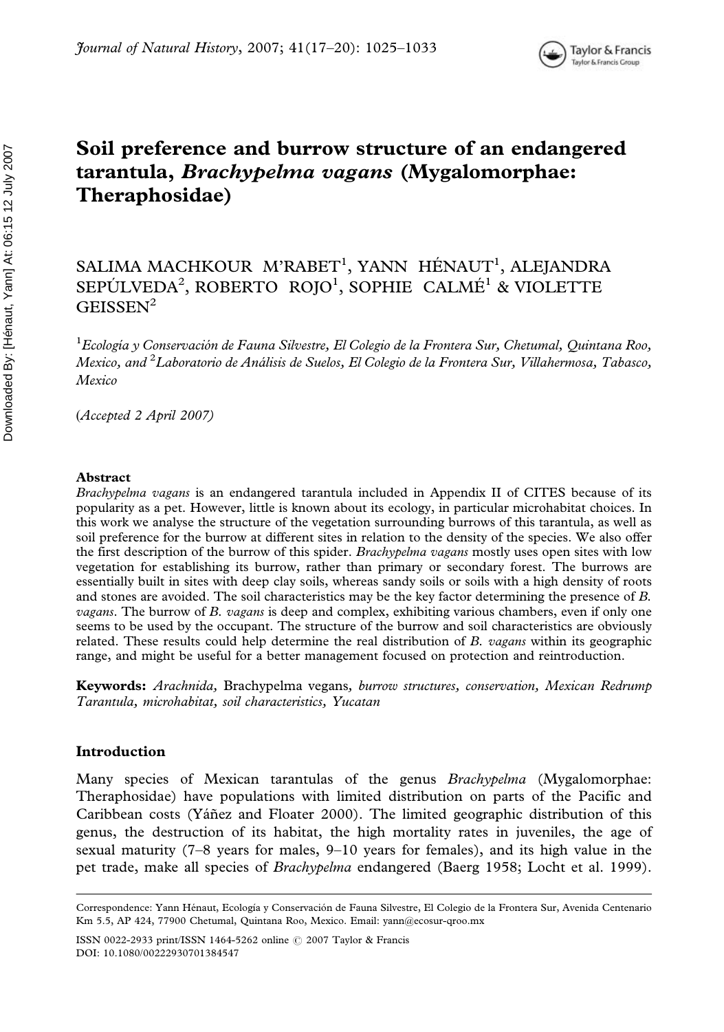# Soil preference and burrow structure of an endangered tarantula, *Brachypelma vagans* (Mygalomorphae: Theraphosidae)

SALIMA MACHKOUR M'RABET[1], YANN HÉNAUT[1], ALEJANDRA SEPÚLVEDA[2], ROBERTO ROJO[1], SOPHIE CALMÉ[1] & VIOLETTE GEISSEN[2]

[1]*Ecología y Conservación de Fauna Silvestre, El Colegio de la Frontera Sur, Chetumal, Quintana Roo, Mexico, and* [2]*Laboratorio de Análisis de Suelos, El Colegio de la Frontera Sur, Villahermosa, Tabasco, Mexico*

(*Accepted 2 April 2007*)

### Abstract

*Brachypelma vagans* is an endangered tarantula included in Appendix II of CITES because of its popularity as a pet. However, little is known about its ecology, in particular microhabitat choices. In this work we analyse the structure of the vegetation surrounding burrows of this tarantula, as well as soil preference for the burrow at different sites in relation to the density of the species. We also offer the first description of the burrow of this spider. *Brachypelma vagans* mostly uses open sites with low vegetation for establishing its burrow, rather than primary or secondary forest. The burrows are essentially built in sites with deep clay soils, whereas sandy soils or soils with a high density of roots and stones are avoided. The soil characteristics may be the key factor determining the presence of *B. vagans*. The burrow of *B. vagans* is deep and complex, exhibiting various chambers, even if only one seems to be used by the occupant. The structure of the burrow and soil characteristics are obviously related. These results could help determine the real distribution of *B. vagans* within its geographic range, and might be useful for a better management focused on protection and reintroduction.

**Keywords:** *Arachnida,* Brachypelma vegans*, burrow structures, conservation, Mexican Redrump Tarantula, microhabitat, soil characteristics, Yucatan*

## Introduction

Many species of Mexican tarantulas of the genus *Brachypelma* (Mygalomorphae: Theraphosidae) have populations with limited distribution on parts of the Pacific and Caribbean costs (Yáñez and Floater 2000). The limited geographic distribution of this genus, the destruction of its habitat, the high mortality rates in juveniles, the age of sexual maturity (7–8 years for males, 9–10 years for females), and its high value in the pet trade, make all species of *Brachypelma* endangered (Baerg 1958; Locht et al. 1999).

Correspondence: Yann Hénaut, Ecología y Conservación de Fauna Silvestre, El Colegio de la Frontera Sur, Avenida Centenario Km 5.5, AP 424, 77900 Chetumal, Quintana Roo, Mexico. Email: yann@ecosur-qroo.mx

ISSN 0022-2933 print/ISSN 1464-5262 online © 2007 Taylor & Francis
DOI: 10.1080/00222930701384547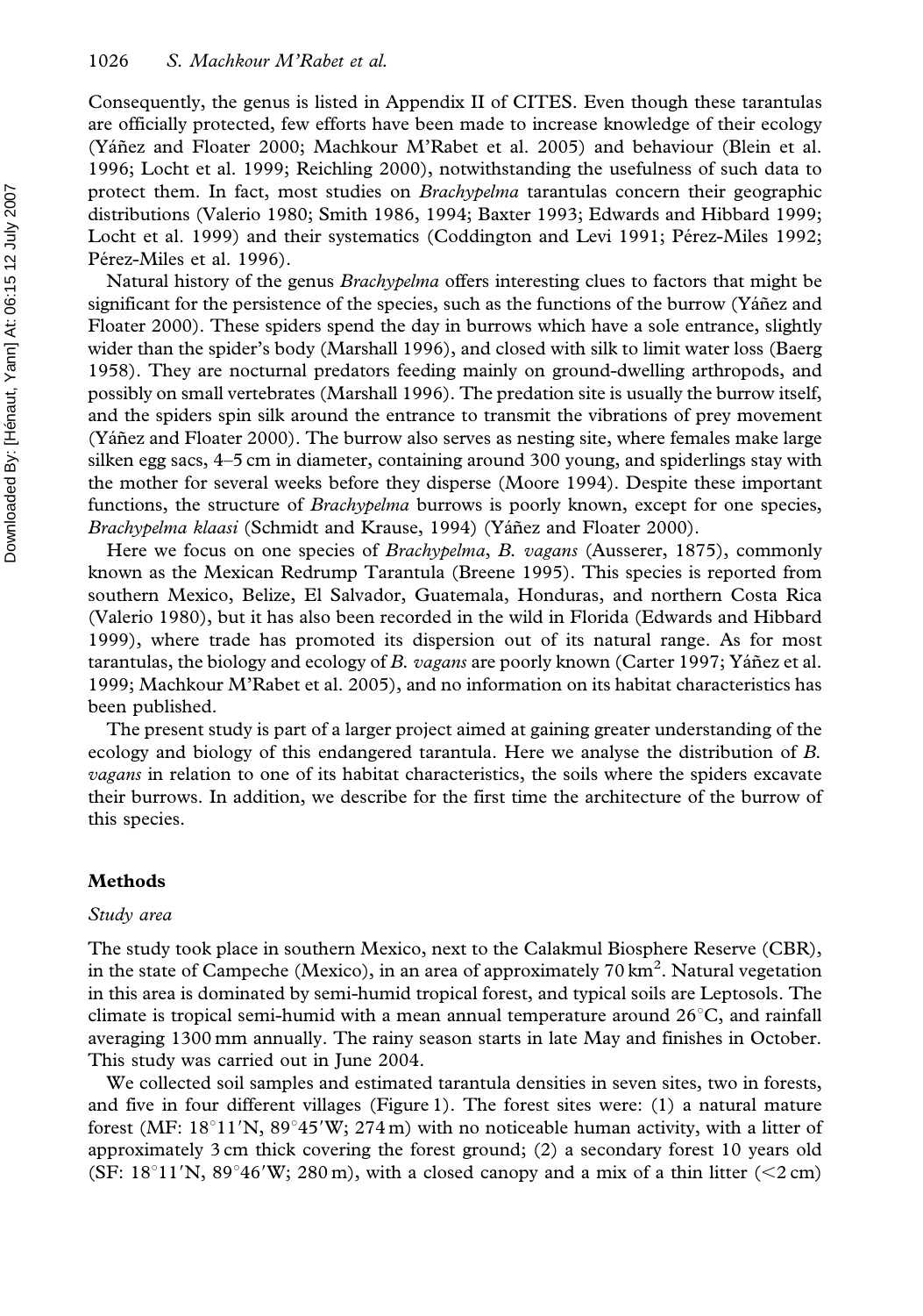Consequently, the genus is listed in Appendix II of CITES. Even though these tarantulas are officially protected, few efforts have been made to increase knowledge of their ecology (Yáñez and Floater 2000; Machkour M'Rabet et al. 2005) and behaviour (Blein et al. 1996; Locht et al. 1999; Reichling 2000), notwithstanding the usefulness of such data to protect them. In fact, most studies on *Brachypelma* tarantulas concern their geographic distributions (Valerio 1980; Smith 1986, 1994; Baxter 1993; Edwards and Hibbard 1999; Locht et al. 1999) and their systematics (Coddington and Levi 1991; Pérez-Miles 1992; Pérez-Miles et al. 1996).

Natural history of the genus *Brachypelma* offers interesting clues to factors that might be significant for the persistence of the species, such as the functions of the burrow (Yáñez and Floater 2000). These spiders spend the day in burrows which have a sole entrance, slightly wider than the spider's body (Marshall 1996), and closed with silk to limit water loss (Baerg 1958). They are nocturnal predators feeding mainly on ground-dwelling arthropods, and possibly on small vertebrates (Marshall 1996). The predation site is usually the burrow itself, and the spiders spin silk around the entrance to transmit the vibrations of prey movement (Yáñez and Floater 2000). The burrow also serves as nesting site, where females make large silken egg sacs, 4–5 cm in diameter, containing around 300 young, and spiderlings stay with the mother for several weeks before they disperse (Moore 1994). Despite these important functions, the structure of *Brachypelma* burrows is poorly known, except for one species, *Brachypelma klaasi* (Schmidt and Krause, 1994) (Yáñez and Floater 2000).

Here we focus on one species of *Brachypelma*, *B. vagans* (Ausserer, 1875), commonly known as the Mexican Redrump Tarantula (Breene 1995). This species is reported from southern Mexico, Belize, El Salvador, Guatemala, Honduras, and northern Costa Rica (Valerio 1980), but it has also been recorded in the wild in Florida (Edwards and Hibbard 1999), where trade has promoted its dispersion out of its natural range. As for most tarantulas, the biology and ecology of *B. vagans* are poorly known (Carter 1997; Yáñez et al. 1999; Machkour M'Rabet et al. 2005), and no information on its habitat characteristics has been published.

The present study is part of a larger project aimed at gaining greater understanding of the ecology and biology of this endangered tarantula. Here we analyse the distribution of *B. vagans* in relation to one of its habitat characteristics, the soils where the spiders excavate their burrows. In addition, we describe for the first time the architecture of the burrow of this species.

## Methods

### *Study area*

The study took place in southern Mexico, next to the Calakmul Biosphere Reserve (CBR), in the state of Campeche (Mexico), in an area of approximately 70 km$^2$. Natural vegetation in this area is dominated by semi-humid tropical forest, and typical soils are Leptosols. The climate is tropical semi-humid with a mean annual temperature around 26°C, and rainfall averaging 1300 mm annually. The rainy season starts in late May and finishes in October. This study was carried out in June 2004.

We collected soil samples and estimated tarantula densities in seven sites, two in forests, and five in four different villages (Figure 1). The forest sites were: (1) a natural mature forest (MF: 18°11′N, 89°45′W; 274 m) with no noticeable human activity, with a litter of approximately 3 cm thick covering the forest ground; (2) a secondary forest 10 years old (SF: 18°11′N, 89°46′W; 280 m), with a closed canopy and a mix of a thin litter (<2 cm)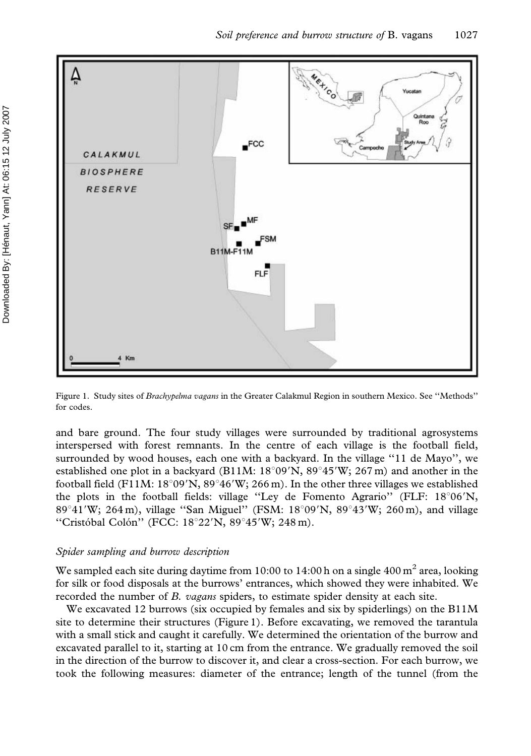Figure 1. Study sites of *Brachypelma vagans* in the Greater Calakmul Region in southern Mexico. See "Methods" for codes.

and bare ground. The four study villages were surrounded by traditional agrosystems interspersed with forest remnants. In the centre of each village is the football field, surrounded by wood houses, each one with a backyard. In the village "11 de Mayo", we established one plot in a backyard (B11M: 18°09′N, 89°45′W; 267 m) and another in the football field (F11M: 18°09′N, 89°46′W; 266 m). In the other three villages we established the plots in the football fields: village "Ley de Fomento Agrario" (FLF: 18°06′N, 89°41′W; 264 m), village "San Miguel" (FSM: 18°09′N, 89°43′W; 260 m), and village "Cristóbal Colón" (FCC: 18°22′N, 89°45′W; 248 m).

### *Spider sampling and burrow description*

We sampled each site during daytime from 10:00 to 14:00 h on a single 400 m$^2$ area, looking for silk or food disposals at the burrows' entrances, which showed they were inhabited. We recorded the number of *B. vagans* spiders, to estimate spider density at each site.

We excavated 12 burrows (six occupied by females and six by spiderlings) on the B11M site to determine their structures (Figure 1). Before excavating, we removed the tarantula with a small stick and caught it carefully. We determined the orientation of the burrow and excavated parallel to it, starting at 10 cm from the entrance. We gradually removed the soil in the direction of the burrow to discover it, and clear a cross-section. For each burrow, we took the following measures: diameter of the entrance; length of the tunnel (from the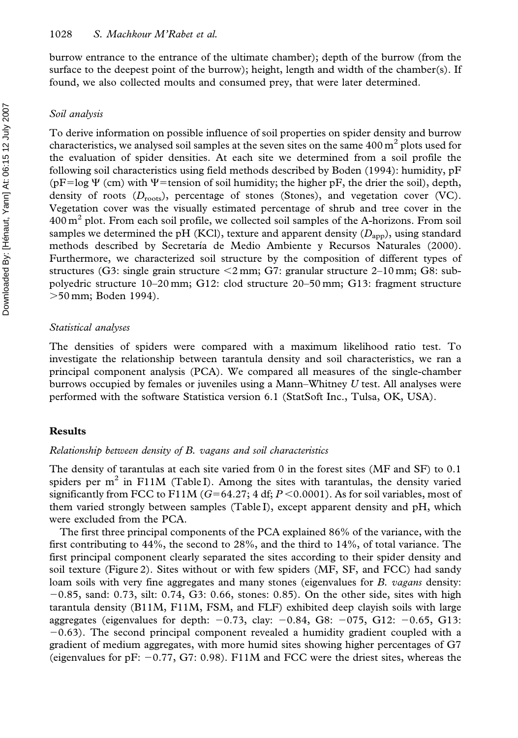burrow entrance to the entrance of the ultimate chamber); depth of the burrow (from the surface to the deepest point of the burrow); height, length and width of the chamber(s). If found, we also collected moults and consumed prey, that were later determined.

### *Soil analysis*

To derive information on possible influence of soil properties on spider density and burrow characteristics, we analysed soil samples at the seven sites on the same 400 $m^2$ plots used for the evaluation of spider densities. At each site we determined from a soil profile the following soil characteristics using field methods described by Boden (1994): humidity, pF (pF=log $\Psi$ (cm) with $\Psi$=tension of soil humidity; the higher pF, the drier the soil), depth, density of roots ($D_{roots}$), percentage of stones (Stones), and vegetation cover (VC). Vegetation cover was the visually estimated percentage of shrub and tree cover in the 400 $m^2$ plot. From each soil profile, we collected soil samples of the A-horizons. From soil samples we determined the pH (KCl), texture and apparent density ($D_{app}$), using standard methods described by Secretaría de Medio Ambiente y Recursos Naturales (2000). Furthermore, we characterized soil structure by the composition of different types of structures (G3: single grain structure <2 mm; G7: granular structure 2–10 mm; G8: subpolyedric structure 10–20 mm; G12: clod structure 20–50 mm; G13: fragment structure >50 mm; Boden 1994).

### *Statistical analyses*

The densities of spiders were compared with a maximum likelihood ratio test. To investigate the relationship between tarantula density and soil characteristics, we ran a principal component analysis (PCA). We compared all measures of the single-chamber burrows occupied by females or juveniles using a Mann–Whitney *U* test. All analyses were performed with the software Statistica version 6.1 (StatSoft Inc., Tulsa, OK, USA).

## **Results**

### *Relationship between density of B. vagans and soil characteristics*

The density of tarantulas at each site varied from 0 in the forest sites (MF and SF) to 0.1 spiders per $m^2$ in F11M (Table I). Among the sites with tarantulas, the density varied significantly from FCC to F11M ($G$=64.27; 4 df; $P$<0.0001). As for soil variables, most of them varied strongly between samples (Table I), except apparent density and pH, which were excluded from the PCA.

The first three principal components of the PCA explained 86% of the variance, with the first contributing to 44%, the second to 28%, and the third to 14%, of total variance. The first principal component clearly separated the sites according to their spider density and soil texture (Figure 2). Sites without or with few spiders (MF, SF, and FCC) had sandy loam soils with very fine aggregates and many stones (eigenvalues for *B. vagans* density: −0.85, sand: 0.73, silt: 0.74, G3: 0.66, stones: 0.85). On the other side, sites with high tarantula density (B11M, F11M, FSM, and FLF) exhibited deep clayish soils with large aggregates (eigenvalues for depth: −0.73, clay: −0.84, G8: −075, G12: −0.65, G13: −0.63). The second principal component revealed a humidity gradient coupled with a gradient of medium aggregates, with more humid sites showing higher percentages of G7 (eigenvalues for pF: −0.77, G7: 0.98). F11M and FCC were the driest sites, whereas the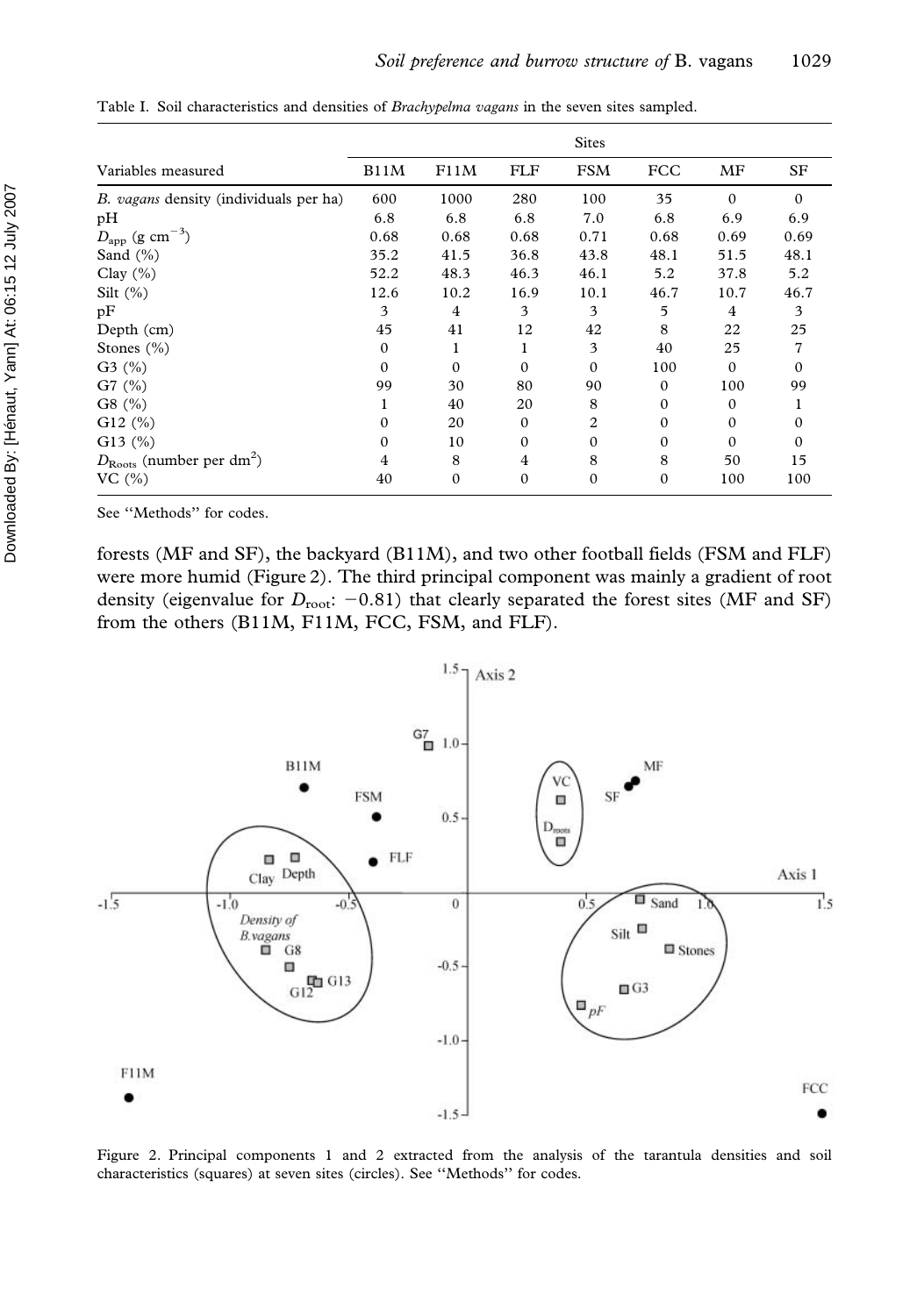Table I. Soil characteristics and densities of *Brachypelma vagans* in the seven sites sampled.

| Variables measured | Sites | | | | | | |
|---|---|---|---|---|---|---|---|
| | B11M | F11M | FLF | FSM | FCC | MF | SF |
| *B. vagans* density (individuals per ha) | 600 | 1000 | 280 | 100 | 35 | 0 | 0 |
| pH | 6.8 | 6.8 | 6.8 | 7.0 | 6.8 | 6.9 | 6.9 |
| $D_{app}$ (g cm$^{-3}$) | 0.68 | 0.68 | 0.68 | 0.71 | 0.68 | 0.69 | 0.69 |
| Sand (%) | 35.2 | 41.5 | 36.8 | 43.8 | 48.1 | 51.5 | 48.1 |
| Clay (%) | 52.2 | 48.3 | 46.3 | 46.1 | 5.2 | 37.8 | 5.2 |
| Silt (%) | 12.6 | 10.2 | 16.9 | 10.1 | 46.7 | 10.7 | 46.7 |
| pF | 3 | 4 | 3 | 3 | 5 | 4 | 3 |
| Depth (cm) | 45 | 41 | 12 | 42 | 8 | 22 | 25 |
| Stones (%) | 0 | 1 | 1 | 3 | 40 | 25 | 7 |
| G3 (%) | 0 | 0 | 0 | 0 | 100 | 0 | 0 |
| G7 (%) | 99 | 30 | 80 | 90 | 0 | 100 | 99 |
| G8 (%) | 1 | 40 | 20 | 8 | 0 | 0 | 1 |
| G12 (%) | 0 | 20 | 0 | 2 | 0 | 0 | 0 |
| G13 (%) | 0 | 10 | 0 | 0 | 0 | 0 | 0 |
| $D_{Roots}$ (number per dm$^2$) | 4 | 8 | 4 | 8 | 8 | 50 | 15 |
| VC (%) | 40 | 0 | 0 | 0 | 0 | 100 | 100 |

See "Methods" for codes.

forests (MF and SF), the backyard (B11M), and two other football fields (FSM and FLF) were more humid (Figure 2). The third principal component was mainly a gradient of root density (eigenvalue for $D_{root}$: $-0.81$) that clearly separated the forest sites (MF and SF) from the others (B11M, F11M, FCC, FSM, and FLF).

Figure 2. Principal components 1 and 2 extracted from the analysis of the tarantula densities and soil characteristics (squares) at seven sites (circles). See "Methods" for codes.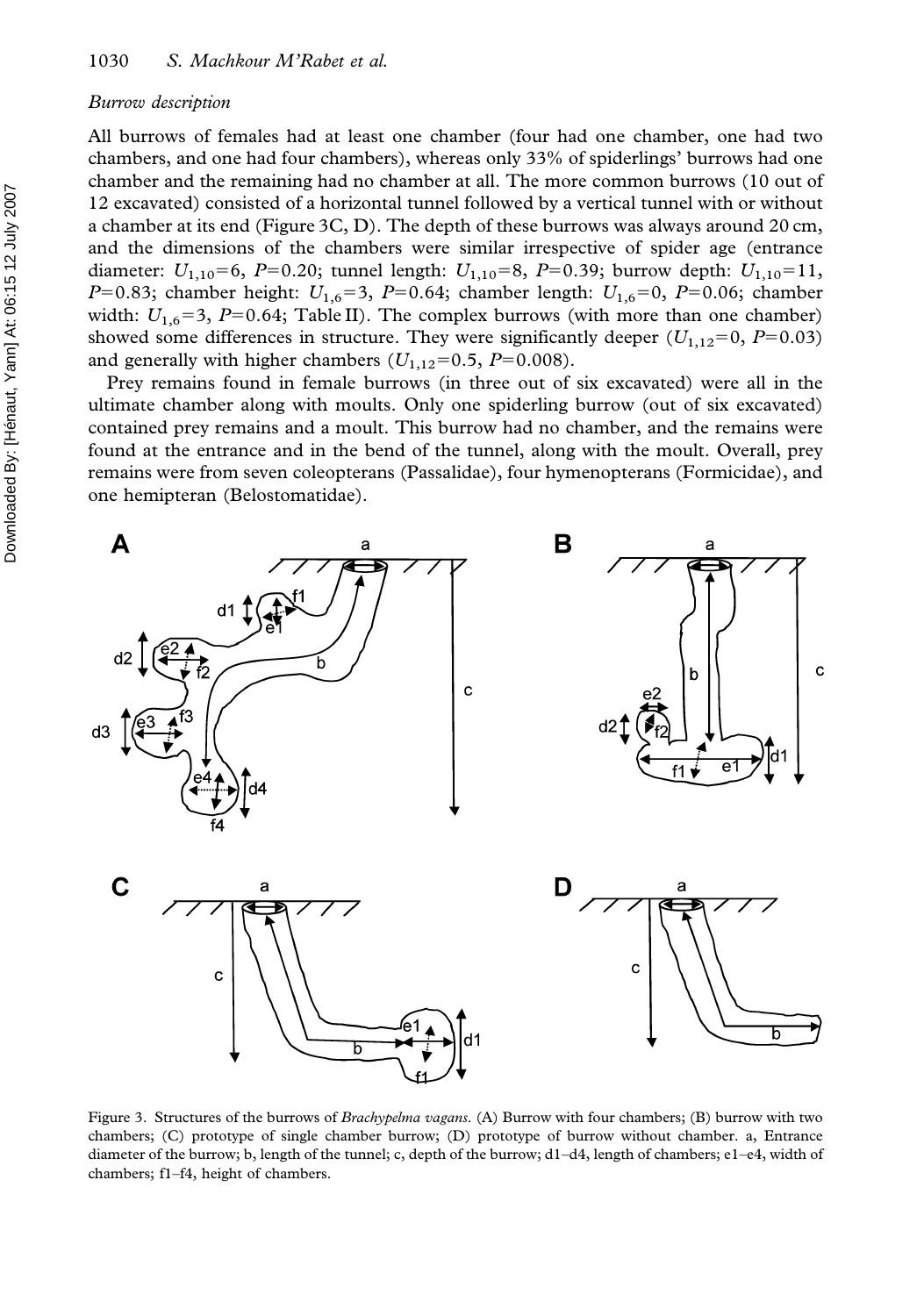*Burrow description*

All burrows of females had at least one chamber (four had one chamber, one had two chambers, and one had four chambers), whereas only 33% of spiderlings' burrows had one chamber and the remaining had no chamber at all. The more common burrows (10 out of 12 excavated) consisted of a horizontal tunnel followed by a vertical tunnel with or without a chamber at its end (Figure 3C, D). The depth of these burrows was always around 20 cm, and the dimensions of the chambers were similar irrespective of spider age (entrance diameter: $U_{1,10}=6$, $P=0.20$; tunnel length: $U_{1,10}=8$, $P=0.39$; burrow depth: $U_{1,10}=11$, $P=0.83$; chamber height: $U_{1,6}=3$, $P=0.64$; chamber length: $U_{1,6}=0$, $P=0.06$; chamber width: $U_{1,6}=3$, $P=0.64$; Table II). The complex burrows (with more than one chamber) showed some differences in structure. They were significantly deeper ($U_{1,12}=0$, $P=0.03$) and generally with higher chambers ($U_{1,12}=0.5$, $P=0.008$).

Prey remains found in female burrows (in three out of six excavated) were all in the ultimate chamber along with moults. Only one spiderling burrow (out of six excavated) contained prey remains and a moult. This burrow had no chamber, and the remains were found at the entrance and in the bend of the tunnel, along with the moult. Overall, prey remains were from seven coleopterans (Passalidae), four hymenopterans (Formicidae), and one hemipteran (Belostomatidae).

Figure 3. Structures of the burrows of *Brachypelma vagans*. (A) Burrow with four chambers; (B) burrow with two chambers; (C) prototype of single chamber burrow; (D) prototype of burrow without chamber. a, Entrance diameter of the burrow; b, length of the tunnel; c, depth of the burrow; d1–d4, length of chambers; e1–e4, width of chambers; f1–f4, height of chambers.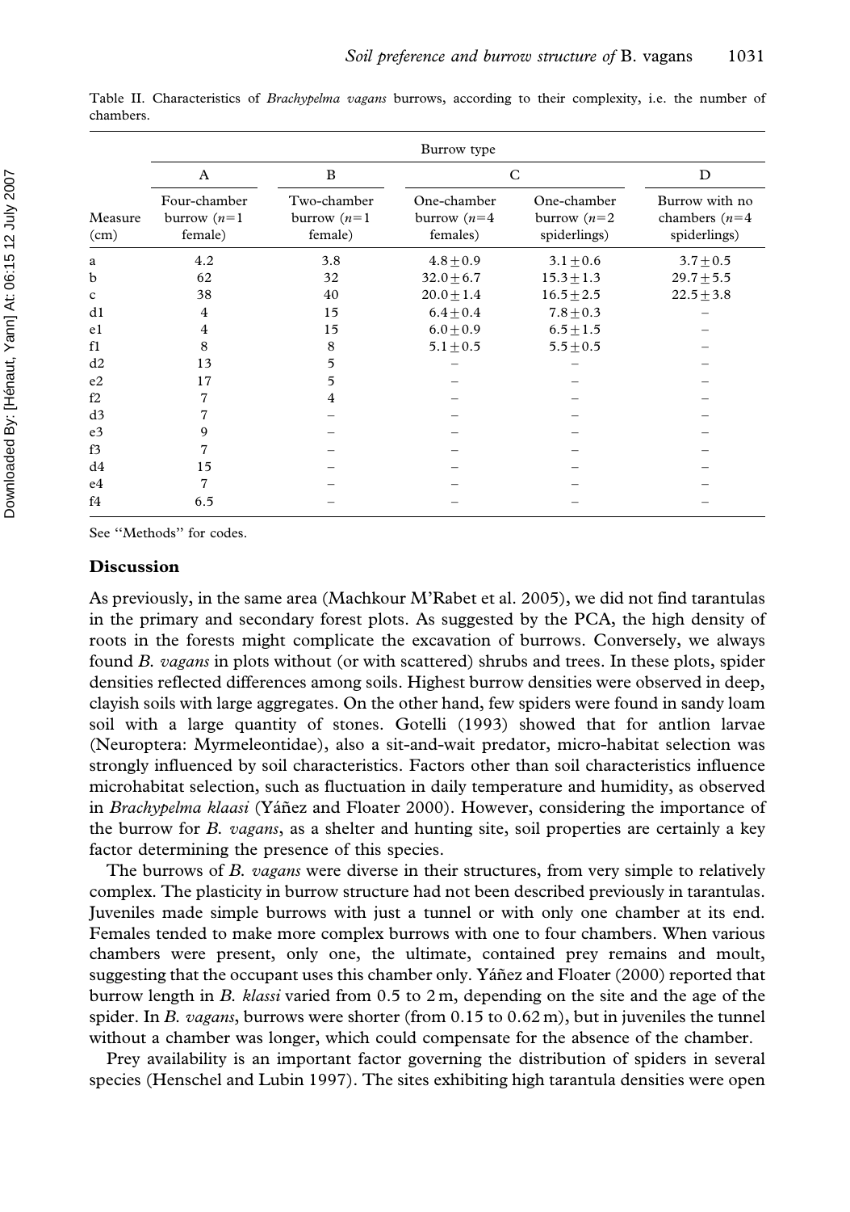Table II. Characteristics of *Brachypelma vagans* burrows, according to their complexity, i.e. the number of chambers.

| | Burrow type | | | | |
|---|---|---|---|---|---|
| | A | B | C | | D |
| Measure (cm) | Four-chamber burrow ($n$=1 female) | Two-chamber burrow ($n$=1 female) | One-chamber burrow ($n$=4 females) | One-chamber burrow ($n$=2 spiderlings) | Burrow with no chambers ($n$=4 spiderlings) |
| a | 4.2 | 3.8 | $4.8 \pm 0.9$ | $3.1 \pm 0.6$ | $3.7 \pm 0.5$ |
| b | 62 | 32 | $32.0 \pm 6.7$ | $15.3 \pm 1.3$ | $29.7 \pm 5.5$ |
| c | 38 | 40 | $20.0 \pm 1.4$ | $16.5 \pm 2.5$ | $22.5 \pm 3.8$ |
| d1 | 4 | 15 | $6.4 \pm 0.4$ | $7.8 \pm 0.3$ | – |
| e1 | 4 | 15 | $6.0 \pm 0.9$ | $6.5 \pm 1.5$ | – |
| f1 | 8 | 8 | $5.1 \pm 0.5$ | $5.5 \pm 0.5$ | – |
| d2 | 13 | 5 | – | – | – |
| e2 | 17 | 5 | – | – | – |
| f2 | 7 | 4 | – | – | – |
| d3 | 7 | – | – | – | – |
| e3 | 9 | – | – | – | – |
| f3 | 7 | – | – | – | – |
| d4 | 15 | – | – | – | – |
| e4 | 7 | – | – | – | – |
| f4 | 6.5 | – | – | – | – |

See "Methods" for codes.

## Discussion

As previously, in the same area (Machkour M'Rabet et al. 2005), we did not find tarantulas in the primary and secondary forest plots. As suggested by the PCA, the high density of roots in the forests might complicate the excavation of burrows. Conversely, we always found *B. vagans* in plots without (or with scattered) shrubs and trees. In these plots, spider densities reflected differences among soils. Highest burrow densities were observed in deep, clayish soils with large aggregates. On the other hand, few spiders were found in sandy loam soil with a large quantity of stones. Gotelli (1993) showed that for antlion larvae (Neuroptera: Myrmeleontidae), also a sit-and-wait predator, micro-habitat selection was strongly influenced by soil characteristics. Factors other than soil characteristics influence microhabitat selection, such as fluctuation in daily temperature and humidity, as observed in *Brachypelma klaasi* (Yáñez and Floater 2000). However, considering the importance of the burrow for *B. vagans*, as a shelter and hunting site, soil properties are certainly a key factor determining the presence of this species.

The burrows of *B. vagans* were diverse in their structures, from very simple to relatively complex. The plasticity in burrow structure had not been described previously in tarantulas. Juveniles made simple burrows with just a tunnel or with only one chamber at its end. Females tended to make more complex burrows with one to four chambers. When various chambers were present, only one, the ultimate, contained prey remains and moult, suggesting that the occupant uses this chamber only. Yáñez and Floater (2000) reported that burrow length in *B. klassi* varied from 0.5 to 2 m, depending on the site and the age of the spider. In *B. vagans*, burrows were shorter (from 0.15 to 0.62 m), but in juveniles the tunnel without a chamber was longer, which could compensate for the absence of the chamber.

Prey availability is an important factor governing the distribution of spiders in several species (Henschel and Lubin 1997). The sites exhibiting high tarantula densities were open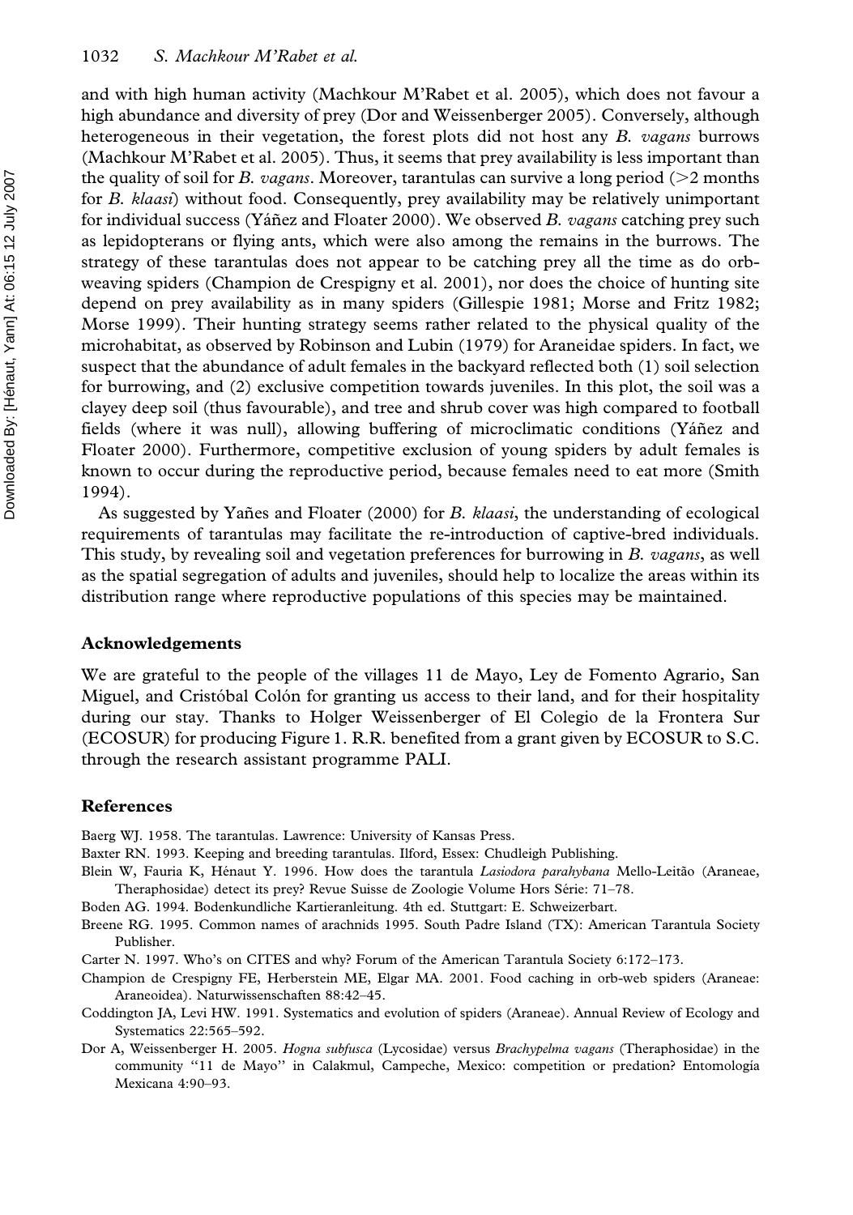and with high human activity (Machkour M'Rabet et al. 2005), which does not favour a high abundance and diversity of prey (Dor and Weissenberger 2005). Conversely, although heterogeneous in their vegetation, the forest plots did not host any *B. vagans* burrows (Machkour M'Rabet et al. 2005). Thus, it seems that prey availability is less important than the quality of soil for *B. vagans*. Moreover, tarantulas can survive a long period (>2 months for *B. klaasi*) without food. Consequently, prey availability may be relatively unimportant for individual success (Yáñez and Floater 2000). We observed *B. vagans* catching prey such as lepidopterans or flying ants, which were also among the remains in the burrows. The strategy of these tarantulas does not appear to be catching prey all the time as do orb-weaving spiders (Champion de Crespigny et al. 2001), nor does the choice of hunting site depend on prey availability as in many spiders (Gillespie 1981; Morse and Fritz 1982; Morse 1999). Their hunting strategy seems rather related to the physical quality of the microhabitat, as observed by Robinson and Lubin (1979) for Araneidae spiders. In fact, we suspect that the abundance of adult females in the backyard reflected both (1) soil selection for burrowing, and (2) exclusive competition towards juveniles. In this plot, the soil was a clayey deep soil (thus favourable), and tree and shrub cover was high compared to football fields (where it was null), allowing buffering of microclimatic conditions (Yáñez and Floater 2000). Furthermore, competitive exclusion of young spiders by adult females is known to occur during the reproductive period, because females need to eat more (Smith 1994).

As suggested by Yañes and Floater (2000) for *B. klaasi*, the understanding of ecological requirements of tarantulas may facilitate the re-introduction of captive-bred individuals. This study, by revealing soil and vegetation preferences for burrowing in *B. vagans*, as well as the spatial segregation of adults and juveniles, should help to localize the areas within its distribution range where reproductive populations of this species may be maintained.

## Acknowledgements

We are grateful to the people of the villages 11 de Mayo, Ley de Fomento Agrario, San Miguel, and Cristóbal Colón for granting us access to their land, and for their hospitality during our stay. Thanks to Holger Weissenberger of El Colegio de la Frontera Sur (ECOSUR) for producing Figure 1. R.R. benefited from a grant given by ECOSUR to S.C. through the research assistant programme PALI.

## References

Baerg WJ. 1958. The tarantulas. Lawrence: University of Kansas Press.

Baxter RN. 1993. Keeping and breeding tarantulas. Ilford, Essex: Chudleigh Publishing.

Blein W, Fauria K, Hénaut Y. 1996. How does the tarantula *Lasiodora parahybana* Mello-Leitão (Araneae, Theraphosidae) detect its prey? Revue Suisse de Zoologie Volume Hors Série: 71–78.

Boden AG. 1994. Bodenkundliche Kartieranleitung. 4th ed. Stuttgart: E. Schweizerbart.

Breene RG. 1995. Common names of arachnids 1995. South Padre Island (TX): American Tarantula Society Publisher.

Carter N. 1997. Who's on CITES and why? Forum of the American Tarantula Society 6:172–173.

Champion de Crespigny FE, Herberstein ME, Elgar MA. 2001. Food caching in orb-web spiders (Araneae: Araneoidea). Naturwissenschaften 88:42–45.

Coddington JA, Levi HW. 1991. Systematics and evolution of spiders (Araneae). Annual Review of Ecology and Systematics 22:565–592.

Dor A, Weissenberger H. 2005. *Hogna subfusca* (Lycosidae) versus *Brachypelma vagans* (Theraphosidae) in the community "11 de Mayo" in Calakmul, Campeche, Mexico: competition or predation? Entomología Mexicana 4:90–93.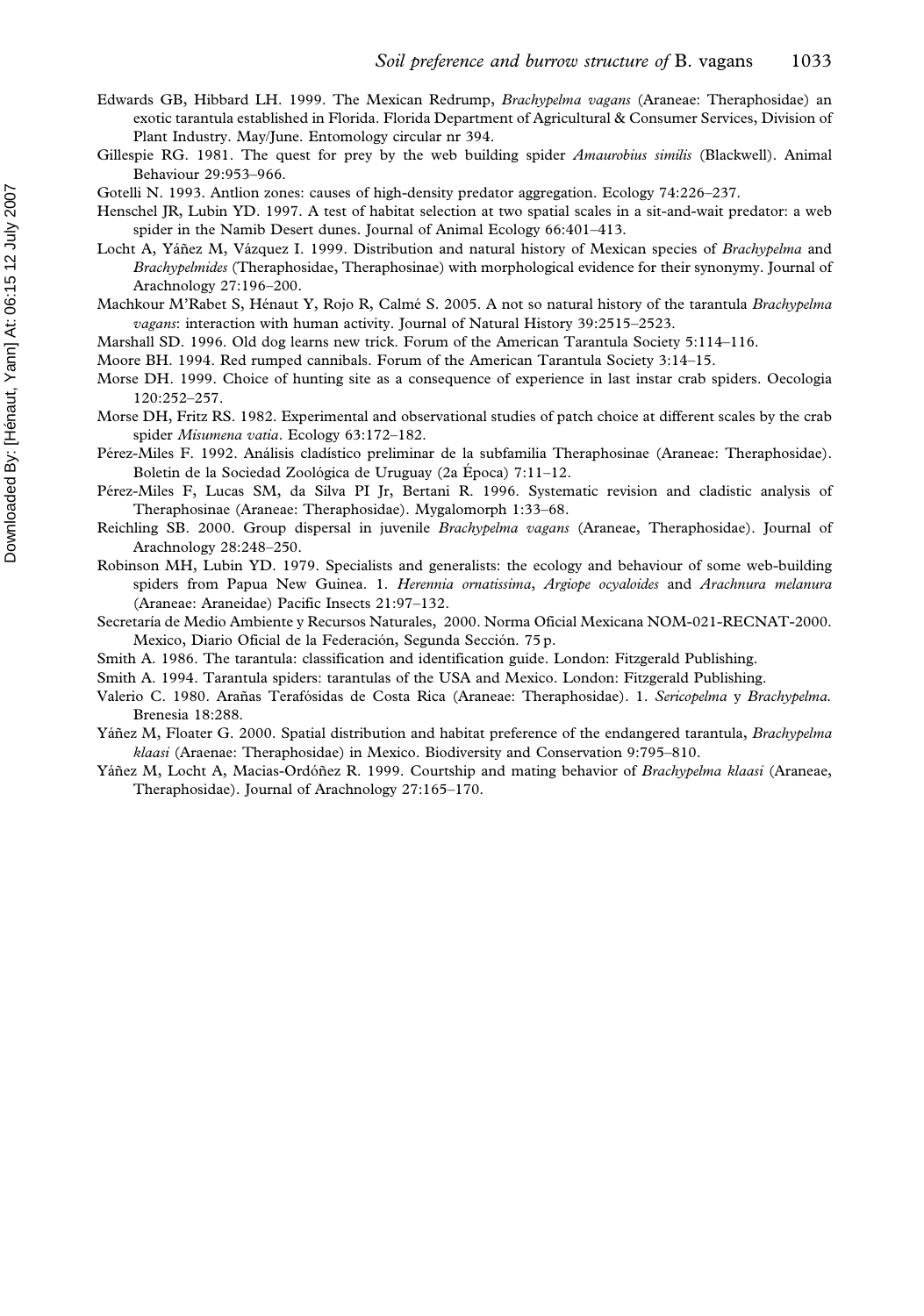Edwards GB, Hibbard LH. 1999. The Mexican Redrump, *Brachypelma vagans* (Araneae: Theraphosidae) an exotic tarantula established in Florida. Florida Department of Agricultural & Consumer Services, Division of Plant Industry. May/June. Entomology circular nr 394.

Gillespie RG. 1981. The quest for prey by the web building spider *Amaurobius similis* (Blackwell). Animal Behaviour 29:953–966.

Gotelli N. 1993. Antlion zones: causes of high-density predator aggregation. Ecology 74:226–237.

Henschel JR, Lubin YD. 1997. A test of habitat selection at two spatial scales in a sit-and-wait predator: a web spider in the Namib Desert dunes. Journal of Animal Ecology 66:401–413.

Locht A, Yáñez M, Vázquez I. 1999. Distribution and natural history of Mexican species of *Brachypelma* and *Brachypelmides* (Theraphosidae, Theraphosinae) with morphological evidence for their synonymy. Journal of Arachnology 27:196–200.

Machkour M'Rabet S, Hénaut Y, Rojo R, Calmé S. 2005. A not so natural history of the tarantula *Brachypelma vagans*: interaction with human activity. Journal of Natural History 39:2515–2523.

Marshall SD. 1996. Old dog learns new trick. Forum of the American Tarantula Society 5:114–116.

Moore BH. 1994. Red rumped cannibals. Forum of the American Tarantula Society 3:14–15.

Morse DH. 1999. Choice of hunting site as a consequence of experience in last instar crab spiders. Oecologia 120:252–257.

Morse DH, Fritz RS. 1982. Experimental and observational studies of patch choice at different scales by the crab spider *Misumena vatia*. Ecology 63:172–182.

Pérez-Miles F. 1992. Análisis cladístico preliminar de la subfamilia Theraphosinae (Araneae: Theraphosidae). Boletin de la Sociedad Zoológica de Uruguay (2a Época) 7:11–12.

Pérez-Miles F, Lucas SM, da Silva PI Jr, Bertani R. 1996. Systematic revision and cladistic analysis of Theraphosinae (Araneae: Theraphosidae). Mygalomorph 1:33–68.

Reichling SB. 2000. Group dispersal in juvenile *Brachypelma vagans* (Araneae, Theraphosidae). Journal of Arachnology 28:248–250.

Robinson MH, Lubin YD. 1979. Specialists and generalists: the ecology and behaviour of some web-building spiders from Papua New Guinea. 1. *Herennia ornatissima*, *Argiope ocyaloides* and *Arachnura melanura* (Araneae: Araneidae) Pacific Insects 21:97–132.

Secretaría de Medio Ambiente y Recursos Naturales, 2000. Norma Oficial Mexicana NOM-021-RECNAT-2000. Mexico, Diario Oficial de la Federación, Segunda Sección. 75 p.

Smith A. 1986. The tarantula: classification and identification guide. London: Fitzgerald Publishing.

Smith A. 1994. Tarantula spiders: tarantulas of the USA and Mexico. London: Fitzgerald Publishing.

Valerio C. 1980. Arañas Terafósidas de Costa Rica (Araneae: Theraphosidae). 1. *Sericopelma* y *Brachypelma*. Brenesia 18:288.

Yáñez M, Floater G. 2000. Spatial distribution and habitat preference of the endangered tarantula, *Brachypelma klaasi* (Araenae: Theraphosidae) in Mexico. Biodiversity and Conservation 9:795–810.

Yáñez M, Locht A, Macías-Ordóñez R. 1999. Courtship and mating behavior of *Brachypelma klaasi* (Araneae, Theraphosidae). Journal of Arachnology 27:165–170.